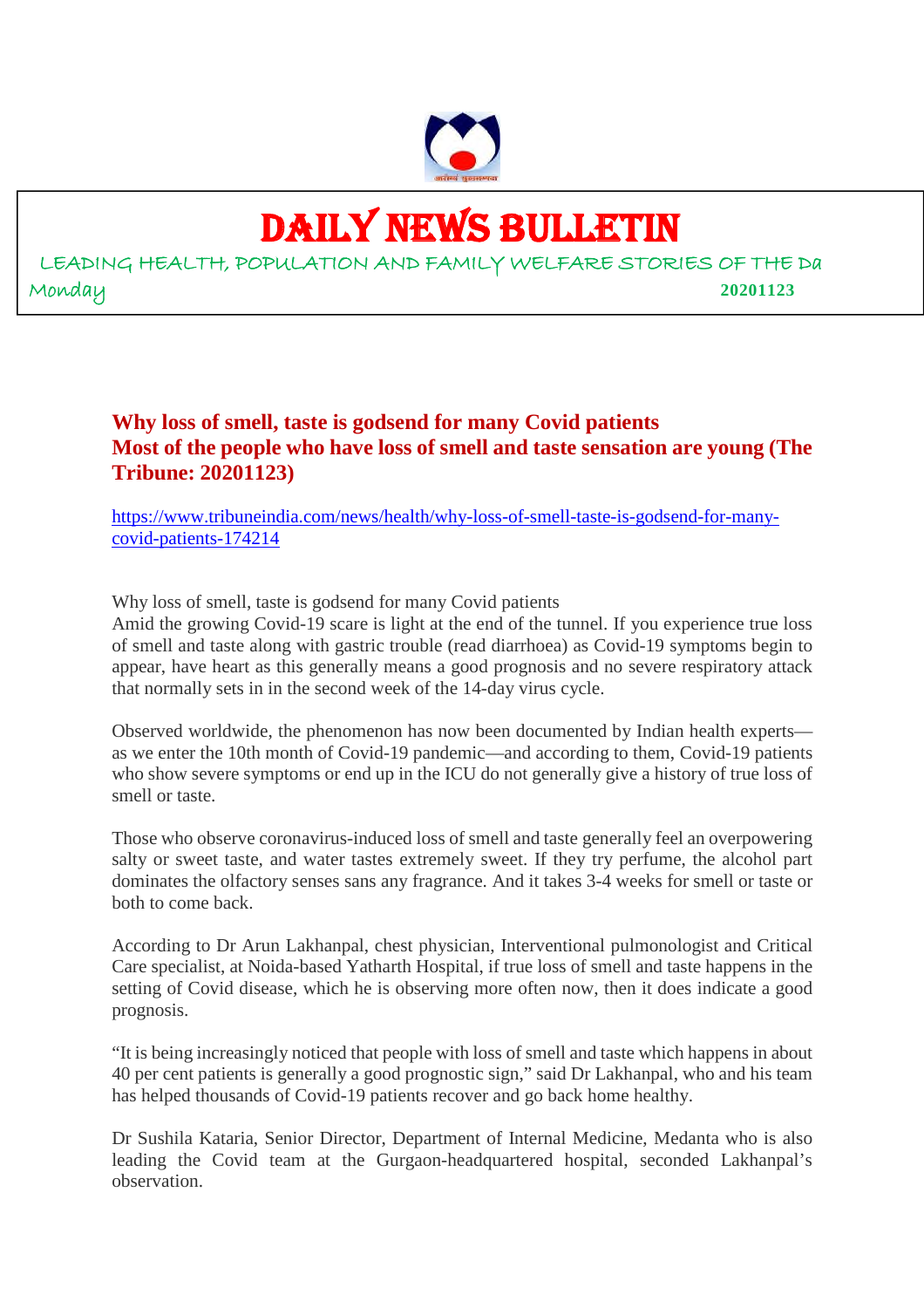# DAILY NEWS BULLETIN

LEADING HEALTH, POPULATION AND FAMILY WELFARE STORIES OF THE Da

Monday **20201123**

## Why loss of smell, taste is godsend for many Covid patients
## Most of the people who have loss of smell and taste sensation are young (The Tribune: 20201123)

https://www.tribuneindia.com/news/health/why-loss-of-smell-taste-is-godsend-for-many-covid-patients-174214

Why loss of smell, taste is godsend for many Covid patients

Amid the growing Covid-19 scare is light at the end of the tunnel. If you experience true loss of smell and taste along with gastric trouble (read diarrhoea) as Covid-19 symptoms begin to appear, have heart as this generally means a good prognosis and no severe respiratory attack that normally sets in in the second week of the 14-day virus cycle.

Observed worldwide, the phenomenon has now been documented by Indian health experts—as we enter the 10th month of Covid-19 pandemic—and according to them, Covid-19 patients who show severe symptoms or end up in the ICU do not generally give a history of true loss of smell or taste.

Those who observe coronavirus-induced loss of smell and taste generally feel an overpowering salty or sweet taste, and water tastes extremely sweet. If they try perfume, the alcohol part dominates the olfactory senses sans any fragrance. And it takes 3-4 weeks for smell or taste or both to come back.

According to Dr Arun Lakhanpal, chest physician, Interventional pulmonologist and Critical Care specialist, at Noida-based Yatharth Hospital, if true loss of smell and taste happens in the setting of Covid disease, which he is observing more often now, then it does indicate a good prognosis.

"It is being increasingly noticed that people with loss of smell and taste which happens in about 40 per cent patients is generally a good prognostic sign," said Dr Lakhanpal, who and his team has helped thousands of Covid-19 patients recover and go back home healthy.

Dr Sushila Kataria, Senior Director, Department of Internal Medicine, Medanta who is also leading the Covid team at the Gurgaon-headquartered hospital, seconded Lakhanpal's observation.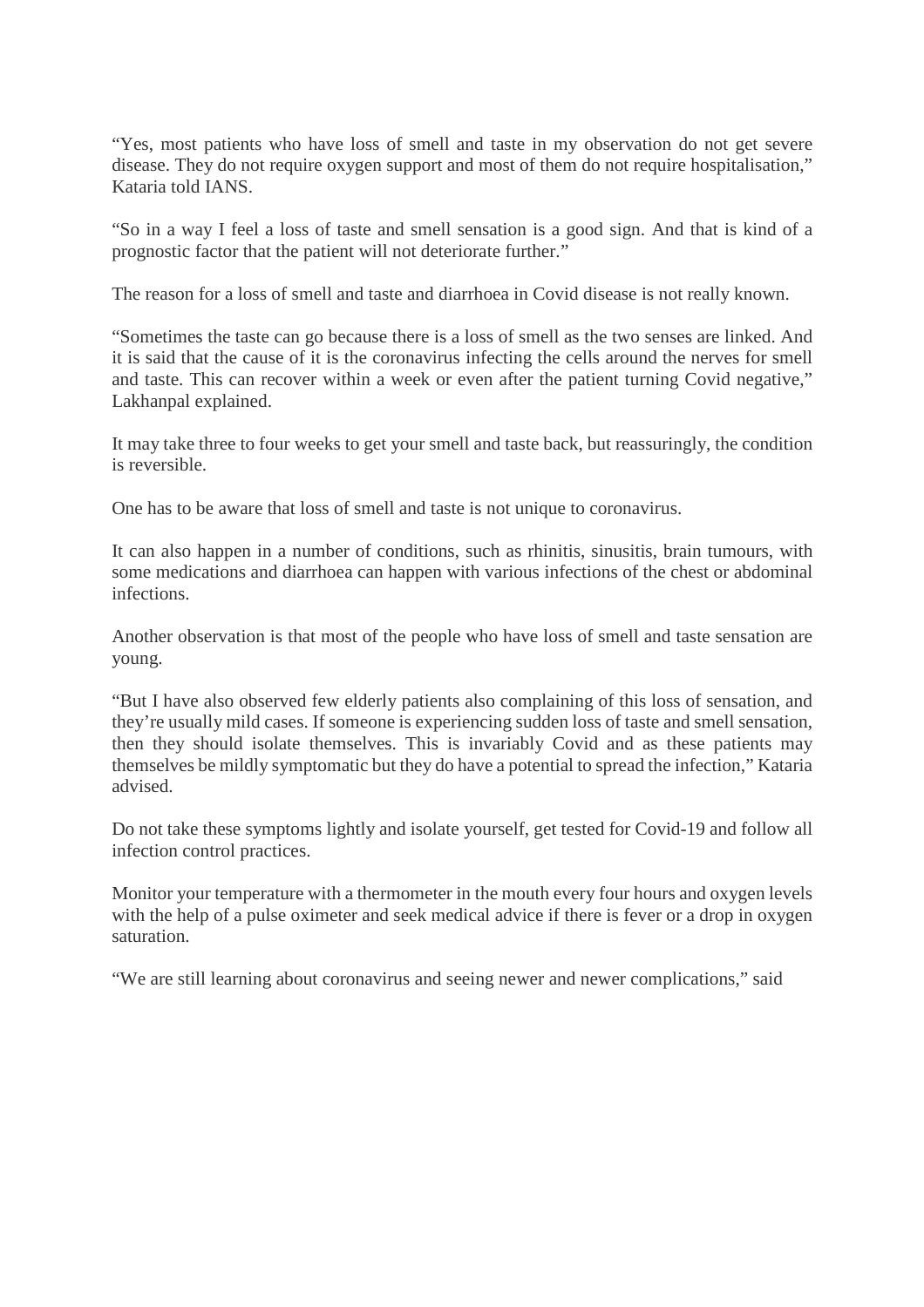"Yes, most patients who have loss of smell and taste in my observation do not get severe disease. They do not require oxygen support and most of them do not require hospitalisation," Kataria told IANS.

"So in a way I feel a loss of taste and smell sensation is a good sign. And that is kind of a prognostic factor that the patient will not deteriorate further."

The reason for a loss of smell and taste and diarrhoea in Covid disease is not really known.

"Sometimes the taste can go because there is a loss of smell as the two senses are linked. And it is said that the cause of it is the coronavirus infecting the cells around the nerves for smell and taste. This can recover within a week or even after the patient turning Covid negative," Lakhanpal explained.

It may take three to four weeks to get your smell and taste back, but reassuringly, the condition is reversible.

One has to be aware that loss of smell and taste is not unique to coronavirus.

It can also happen in a number of conditions, such as rhinitis, sinusitis, brain tumours, with some medications and diarrhoea can happen with various infections of the chest or abdominal infections.

Another observation is that most of the people who have loss of smell and taste sensation are young.

"But I have also observed few elderly patients also complaining of this loss of sensation, and they're usually mild cases. If someone is experiencing sudden loss of taste and smell sensation, then they should isolate themselves. This is invariably Covid and as these patients may themselves be mildly symptomatic but they do have a potential to spread the infection," Kataria advised.

Do not take these symptoms lightly and isolate yourself, get tested for Covid-19 and follow all infection control practices.

Monitor your temperature with a thermometer in the mouth every four hours and oxygen levels with the help of a pulse oximeter and seek medical advice if there is fever or a drop in oxygen saturation.

"We are still learning about coronavirus and seeing newer and newer complications," said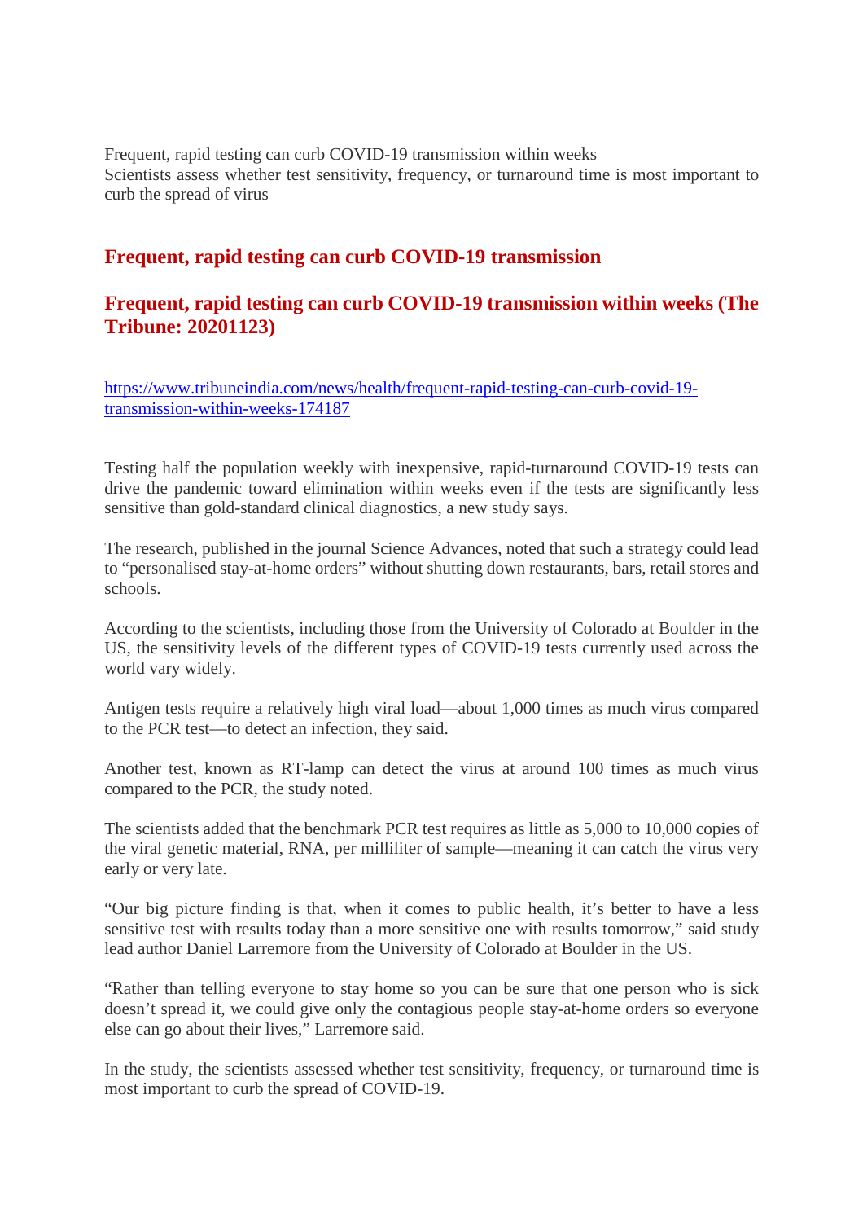Frequent, rapid testing can curb COVID-19 transmission within weeks
Scientists assess whether test sensitivity, frequency, or turnaround time is most important to curb the spread of virus

## Frequent, rapid testing can curb COVID-19 transmission

## Frequent, rapid testing can curb COVID-19 transmission within weeks (The Tribune: 20201123)

https://www.tribuneindia.com/news/health/frequent-rapid-testing-can-curb-covid-19-transmission-within-weeks-174187

Testing half the population weekly with inexpensive, rapid-turnaround COVID-19 tests can drive the pandemic toward elimination within weeks even if the tests are significantly less sensitive than gold-standard clinical diagnostics, a new study says.

The research, published in the journal Science Advances, noted that such a strategy could lead to "personalised stay-at-home orders" without shutting down restaurants, bars, retail stores and schools.

According to the scientists, including those from the University of Colorado at Boulder in the US, the sensitivity levels of the different types of COVID-19 tests currently used across the world vary widely.

Antigen tests require a relatively high viral load—about 1,000 times as much virus compared to the PCR test—to detect an infection, they said.

Another test, known as RT-lamp can detect the virus at around 100 times as much virus compared to the PCR, the study noted.

The scientists added that the benchmark PCR test requires as little as 5,000 to 10,000 copies of the viral genetic material, RNA, per milliliter of sample—meaning it can catch the virus very early or very late.

"Our big picture finding is that, when it comes to public health, it's better to have a less sensitive test with results today than a more sensitive one with results tomorrow," said study lead author Daniel Larremore from the University of Colorado at Boulder in the US.

"Rather than telling everyone to stay home so you can be sure that one person who is sick doesn't spread it, we could give only the contagious people stay-at-home orders so everyone else can go about their lives," Larremore said.

In the study, the scientists assessed whether test sensitivity, frequency, or turnaround time is most important to curb the spread of COVID-19.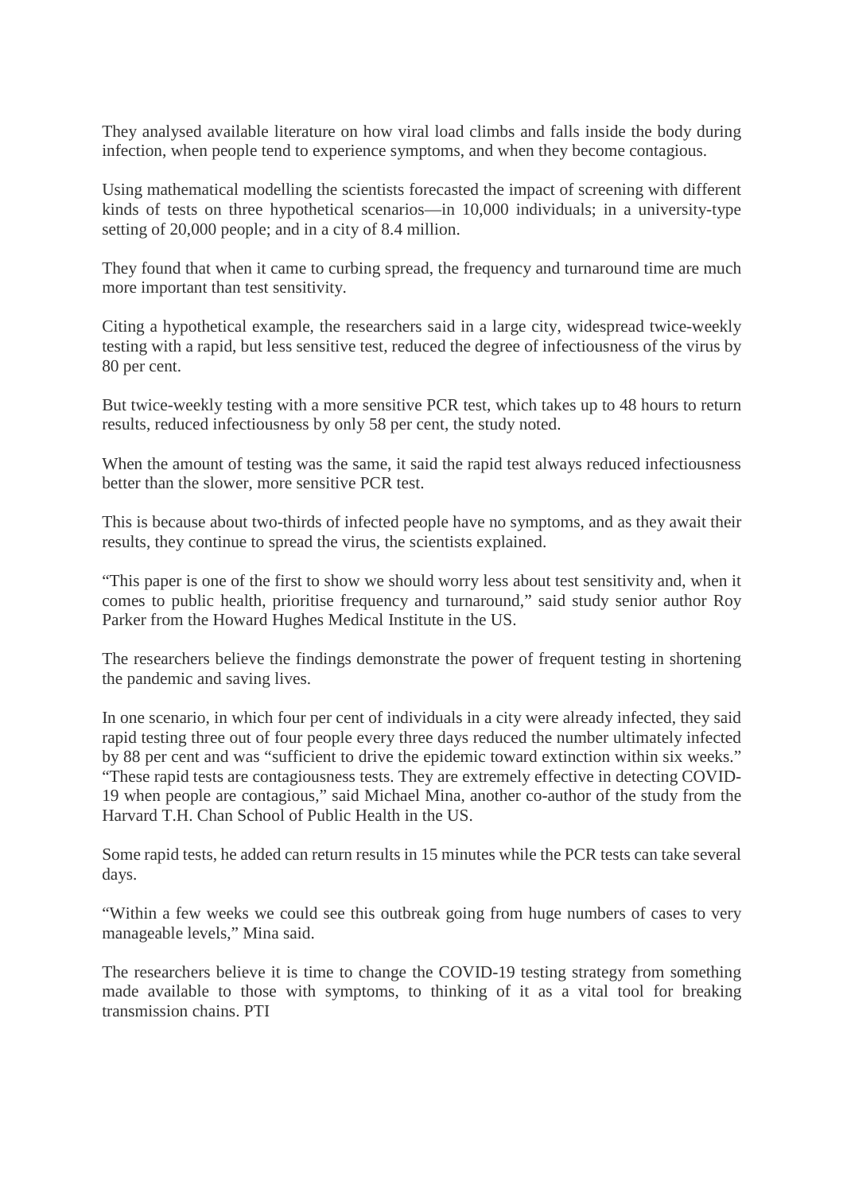They analysed available literature on how viral load climbs and falls inside the body during infection, when people tend to experience symptoms, and when they become contagious.

Using mathematical modelling the scientists forecasted the impact of screening with different kinds of tests on three hypothetical scenarios—in 10,000 individuals; in a university-type setting of 20,000 people; and in a city of 8.4 million.

They found that when it came to curbing spread, the frequency and turnaround time are much more important than test sensitivity.

Citing a hypothetical example, the researchers said in a large city, widespread twice-weekly testing with a rapid, but less sensitive test, reduced the degree of infectiousness of the virus by 80 per cent.

But twice-weekly testing with a more sensitive PCR test, which takes up to 48 hours to return results, reduced infectiousness by only 58 per cent, the study noted.

When the amount of testing was the same, it said the rapid test always reduced infectiousness better than the slower, more sensitive PCR test.

This is because about two-thirds of infected people have no symptoms, and as they await their results, they continue to spread the virus, the scientists explained.

"This paper is one of the first to show we should worry less about test sensitivity and, when it comes to public health, prioritise frequency and turnaround," said study senior author Roy Parker from the Howard Hughes Medical Institute in the US.

The researchers believe the findings demonstrate the power of frequent testing in shortening the pandemic and saving lives.

In one scenario, in which four per cent of individuals in a city were already infected, they said rapid testing three out of four people every three days reduced the number ultimately infected by 88 per cent and was "sufficient to drive the epidemic toward extinction within six weeks." "These rapid tests are contagiousness tests. They are extremely effective in detecting COVID-19 when people are contagious," said Michael Mina, another co-author of the study from the Harvard T.H. Chan School of Public Health in the US.

Some rapid tests, he added can return results in 15 minutes while the PCR tests can take several days.

"Within a few weeks we could see this outbreak going from huge numbers of cases to very manageable levels," Mina said.

The researchers believe it is time to change the COVID-19 testing strategy from something made available to those with symptoms, to thinking of it as a vital tool for breaking transmission chains. PTI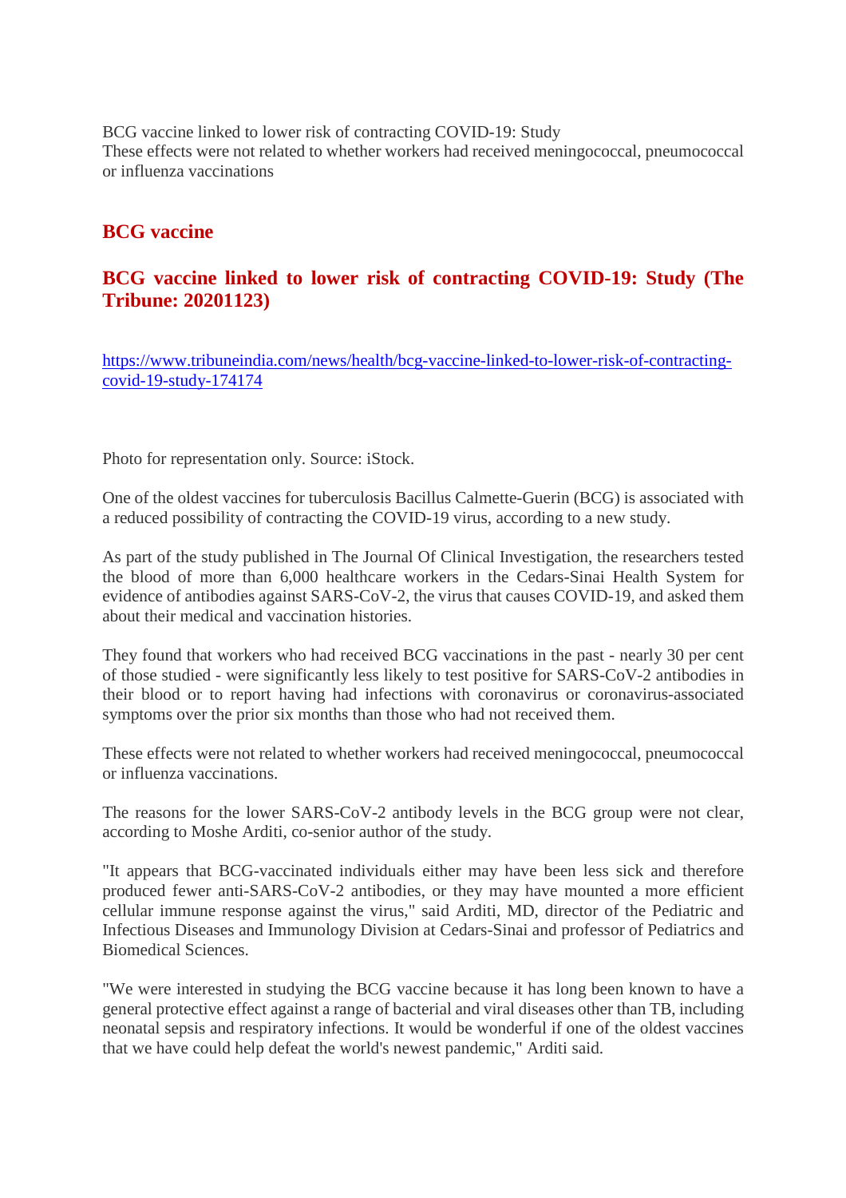BCG vaccine linked to lower risk of contracting COVID-19: Study
These effects were not related to whether workers had received meningococcal, pneumococcal or influenza vaccinations

## BCG vaccine

## BCG vaccine linked to lower risk of contracting COVID-19: Study (The Tribune: 20201123)

https://www.tribuneindia.com/news/health/bcg-vaccine-linked-to-lower-risk-of-contracting-covid-19-study-174174

Photo for representation only. Source: iStock.

One of the oldest vaccines for tuberculosis Bacillus Calmette-Guerin (BCG) is associated with a reduced possibility of contracting the COVID-19 virus, according to a new study.

As part of the study published in The Journal Of Clinical Investigation, the researchers tested the blood of more than 6,000 healthcare workers in the Cedars-Sinai Health System for evidence of antibodies against SARS-CoV-2, the virus that causes COVID-19, and asked them about their medical and vaccination histories.

They found that workers who had received BCG vaccinations in the past - nearly 30 per cent of those studied - were significantly less likely to test positive for SARS-CoV-2 antibodies in their blood or to report having had infections with coronavirus or coronavirus-associated symptoms over the prior six months than those who had not received them.

These effects were not related to whether workers had received meningococcal, pneumococcal or influenza vaccinations.

The reasons for the lower SARS-CoV-2 antibody levels in the BCG group were not clear, according to Moshe Arditi, co-senior author of the study.

"It appears that BCG-vaccinated individuals either may have been less sick and therefore produced fewer anti-SARS-CoV-2 antibodies, or they may have mounted a more efficient cellular immune response against the virus," said Arditi, MD, director of the Pediatric and Infectious Diseases and Immunology Division at Cedars-Sinai and professor of Pediatrics and Biomedical Sciences.

"We were interested in studying the BCG vaccine because it has long been known to have a general protective effect against a range of bacterial and viral diseases other than TB, including neonatal sepsis and respiratory infections. It would be wonderful if one of the oldest vaccines that we have could help defeat the world's newest pandemic," Arditi said.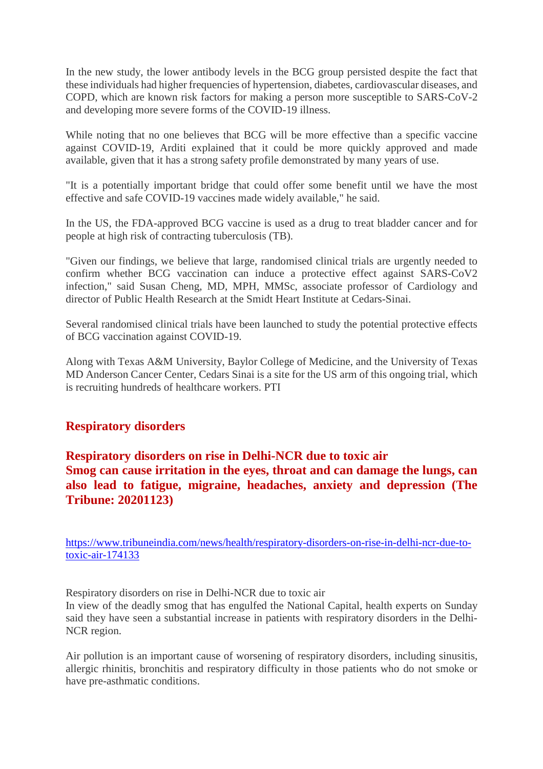In the new study, the lower antibody levels in the BCG group persisted despite the fact that these individuals had higher frequencies of hypertension, diabetes, cardiovascular diseases, and COPD, which are known risk factors for making a person more susceptible to SARS-CoV-2 and developing more severe forms of the COVID-19 illness.

While noting that no one believes that BCG will be more effective than a specific vaccine against COVID-19, Arditi explained that it could be more quickly approved and made available, given that it has a strong safety profile demonstrated by many years of use.

"It is a potentially important bridge that could offer some benefit until we have the most effective and safe COVID-19 vaccines made widely available," he said.

In the US, the FDA-approved BCG vaccine is used as a drug to treat bladder cancer and for people at high risk of contracting tuberculosis (TB).

"Given our findings, we believe that large, randomised clinical trials are urgently needed to confirm whether BCG vaccination can induce a protective effect against SARS-CoV2 infection," said Susan Cheng, MD, MPH, MMSc, associate professor of Cardiology and director of Public Health Research at the Smidt Heart Institute at Cedars-Sinai.

Several randomised clinical trials have been launched to study the potential protective effects of BCG vaccination against COVID-19.

Along with Texas A&M University, Baylor College of Medicine, and the University of Texas MD Anderson Cancer Center, Cedars Sinai is a site for the US arm of this ongoing trial, which is recruiting hundreds of healthcare workers. PTI

## Respiratory disorders

### Respiratory disorders on rise in Delhi-NCR due to toxic air
### Smog can cause irritation in the eyes, throat and can damage the lungs, can also lead to fatigue, migraine, headaches, anxiety and depression (The Tribune: 20201123)

https://www.tribuneindia.com/news/health/respiratory-disorders-on-rise-in-delhi-ncr-due-to-toxic-air-174133

Respiratory disorders on rise in Delhi-NCR due to toxic air
In view of the deadly smog that has engulfed the National Capital, health experts on Sunday said they have seen a substantial increase in patients with respiratory disorders in the Delhi-NCR region.

Air pollution is an important cause of worsening of respiratory disorders, including sinusitis, allergic rhinitis, bronchitis and respiratory difficulty in those patients who do not smoke or have pre-asthmatic conditions.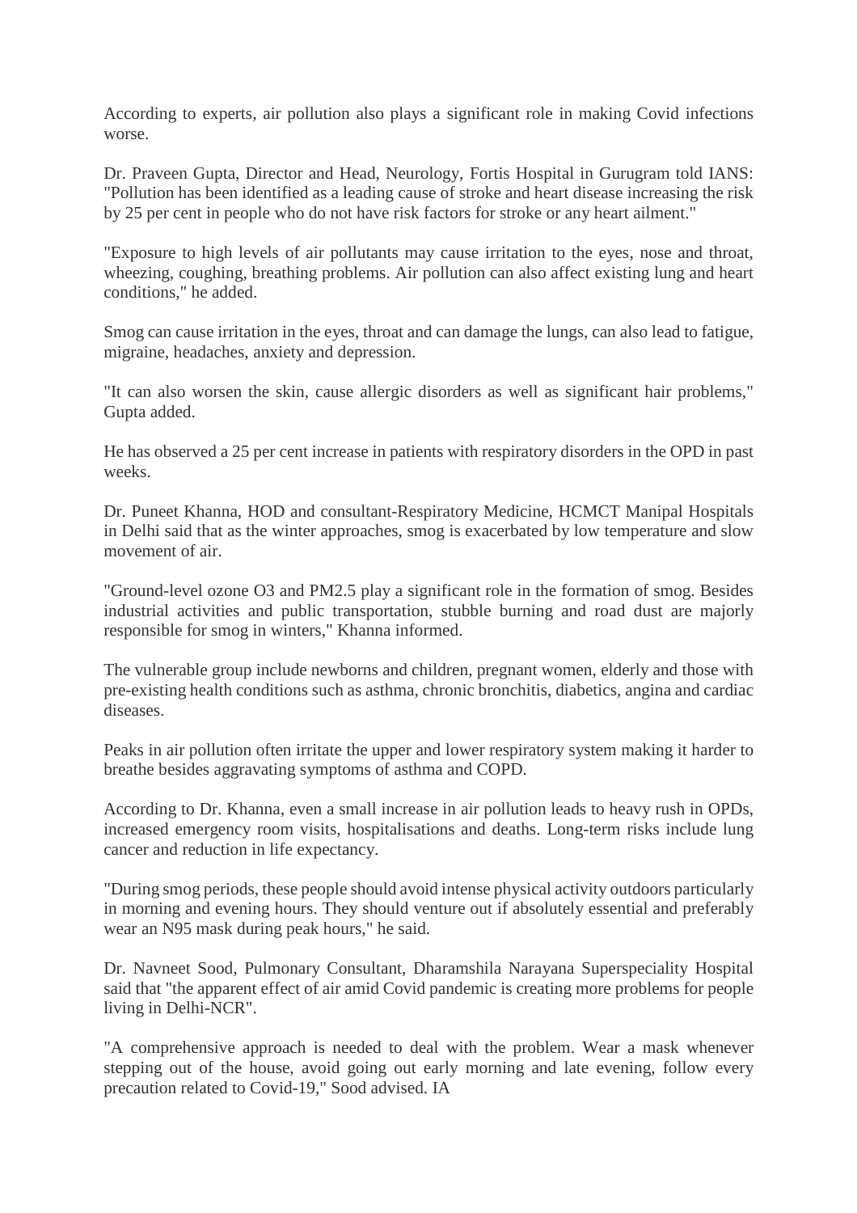According to experts, air pollution also plays a significant role in making Covid infections worse.

Dr. Praveen Gupta, Director and Head, Neurology, Fortis Hospital in Gurugram told IANS: "Pollution has been identified as a leading cause of stroke and heart disease increasing the risk by 25 per cent in people who do not have risk factors for stroke or any heart ailment."

"Exposure to high levels of air pollutants may cause irritation to the eyes, nose and throat, wheezing, coughing, breathing problems. Air pollution can also affect existing lung and heart conditions," he added.

Smog can cause irritation in the eyes, throat and can damage the lungs, can also lead to fatigue, migraine, headaches, anxiety and depression.

"It can also worsen the skin, cause allergic disorders as well as significant hair problems," Gupta added.

He has observed a 25 per cent increase in patients with respiratory disorders in the OPD in past weeks.

Dr. Puneet Khanna, HOD and consultant-Respiratory Medicine, HCMCT Manipal Hospitals in Delhi said that as the winter approaches, smog is exacerbated by low temperature and slow movement of air.

"Ground-level ozone O3 and PM2.5 play a significant role in the formation of smog. Besides industrial activities and public transportation, stubble burning and road dust are majorly responsible for smog in winters," Khanna informed.

The vulnerable group include newborns and children, pregnant women, elderly and those with pre-existing health conditions such as asthma, chronic bronchitis, diabetics, angina and cardiac diseases.

Peaks in air pollution often irritate the upper and lower respiratory system making it harder to breathe besides aggravating symptoms of asthma and COPD.

According to Dr. Khanna, even a small increase in air pollution leads to heavy rush in OPDs, increased emergency room visits, hospitalisations and deaths. Long-term risks include lung cancer and reduction in life expectancy.

"During smog periods, these people should avoid intense physical activity outdoors particularly in morning and evening hours. They should venture out if absolutely essential and preferably wear an N95 mask during peak hours," he said.

Dr. Navneet Sood, Pulmonary Consultant, Dharamshila Narayana Superspeciality Hospital said that "the apparent effect of air amid Covid pandemic is creating more problems for people living in Delhi-NCR".

"A comprehensive approach is needed to deal with the problem. Wear a mask whenever stepping out of the house, avoid going out early morning and late evening, follow every precaution related to Covid-19," Sood advised. IA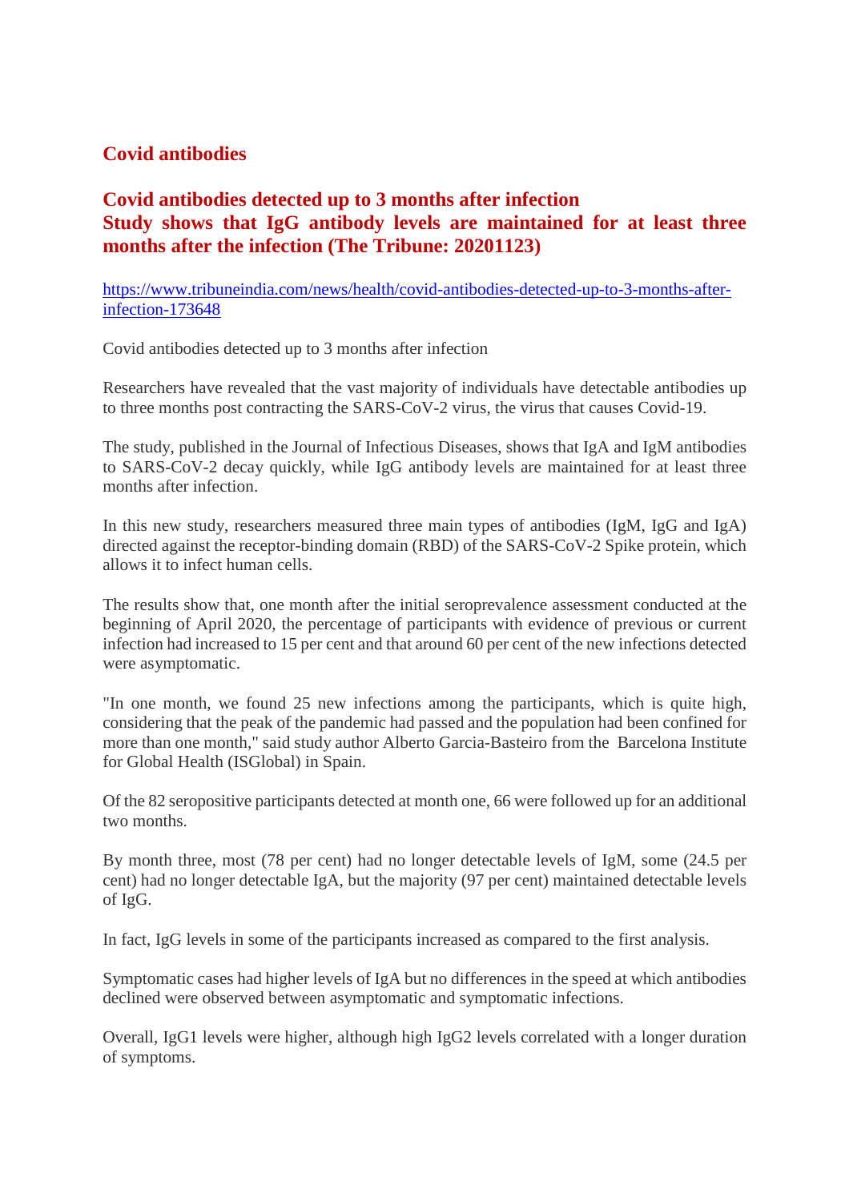## Covid antibodies

### Covid antibodies detected up to 3 months after infection
### Study shows that IgG antibody levels are maintained for at least three months after the infection (The Tribune: 20201123)

https://www.tribuneindia.com/news/health/covid-antibodies-detected-up-to-3-months-after-infection-173648

Covid antibodies detected up to 3 months after infection

Researchers have revealed that the vast majority of individuals have detectable antibodies up to three months post contracting the SARS-CoV-2 virus, the virus that causes Covid-19.

The study, published in the Journal of Infectious Diseases, shows that IgA and IgM antibodies to SARS-CoV-2 decay quickly, while IgG antibody levels are maintained for at least three months after infection.

In this new study, researchers measured three main types of antibodies (IgM, IgG and IgA) directed against the receptor-binding domain (RBD) of the SARS-CoV-2 Spike protein, which allows it to infect human cells.

The results show that, one month after the initial seroprevalence assessment conducted at the beginning of April 2020, the percentage of participants with evidence of previous or current infection had increased to 15 per cent and that around 60 per cent of the new infections detected were asymptomatic.

"In one month, we found 25 new infections among the participants, which is quite high, considering that the peak of the pandemic had passed and the population had been confined for more than one month," said study author Alberto Garcia-Basteiro from the Barcelona Institute for Global Health (ISGlobal) in Spain.

Of the 82 seropositive participants detected at month one, 66 were followed up for an additional two months.

By month three, most (78 per cent) had no longer detectable levels of IgM, some (24.5 per cent) had no longer detectable IgA, but the majority (97 per cent) maintained detectable levels of IgG.

In fact, IgG levels in some of the participants increased as compared to the first analysis.

Symptomatic cases had higher levels of IgA but no differences in the speed at which antibodies declined were observed between asymptomatic and symptomatic infections.

Overall, IgG1 levels were higher, although high IgG2 levels correlated with a longer duration of symptoms.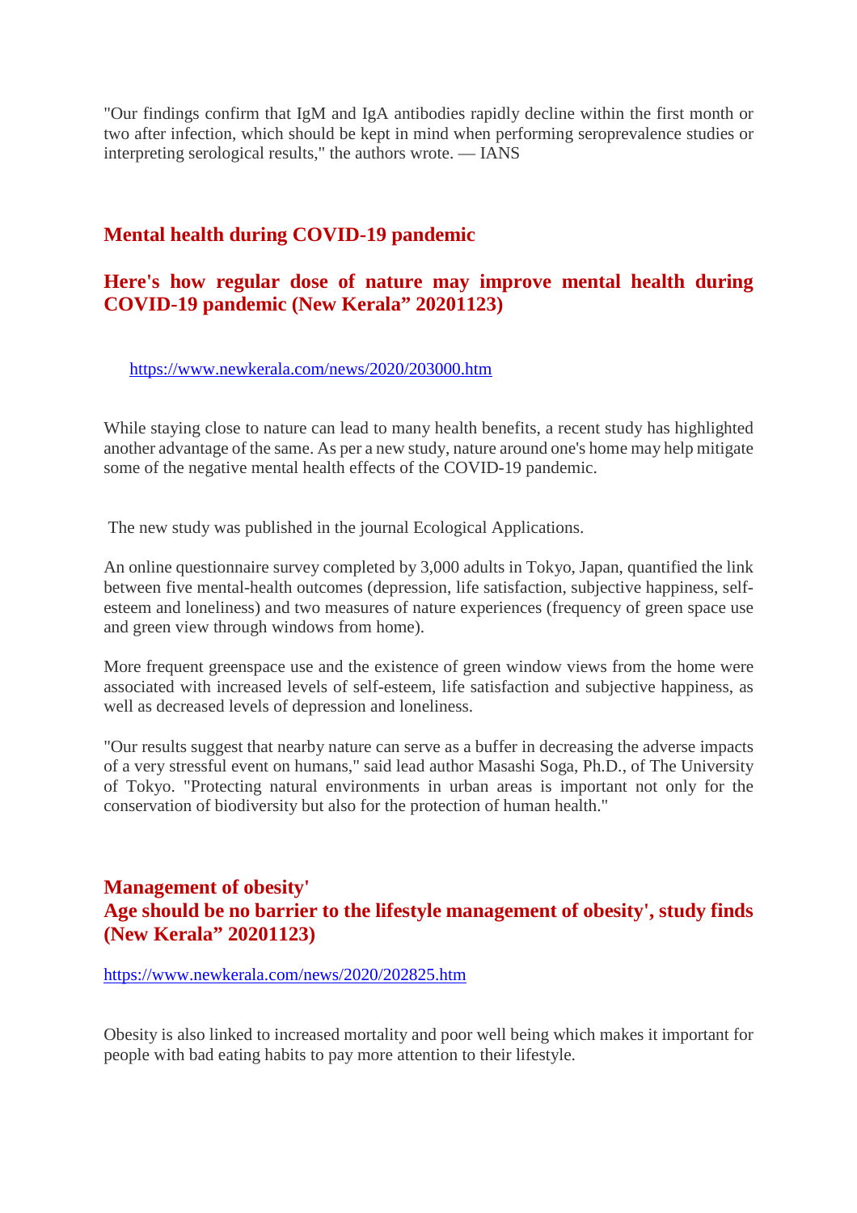"Our findings confirm that IgM and IgA antibodies rapidly decline within the first month or two after infection, which should be kept in mind when performing seroprevalence studies or interpreting serological results," the authors wrote. — IANS

## Mental health during COVID-19 pandemic

## Here's how regular dose of nature may improve mental health during COVID-19 pandemic (New Kerala" 20201123)

https://www.newkerala.com/news/2020/203000.htm

While staying close to nature can lead to many health benefits, a recent study has highlighted another advantage of the same. As per a new study, nature around one's home may help mitigate some of the negative mental health effects of the COVID-19 pandemic.

The new study was published in the journal Ecological Applications.

An online questionnaire survey completed by 3,000 adults in Tokyo, Japan, quantified the link between five mental-health outcomes (depression, life satisfaction, subjective happiness, self-esteem and loneliness) and two measures of nature experiences (frequency of green space use and green view through windows from home).

More frequent greenspace use and the existence of green window views from the home were associated with increased levels of self-esteem, life satisfaction and subjective happiness, as well as decreased levels of depression and loneliness.

"Our results suggest that nearby nature can serve as a buffer in decreasing the adverse impacts of a very stressful event on humans," said lead author Masashi Soga, Ph.D., of The University of Tokyo. "Protecting natural environments in urban areas is important not only for the conservation of biodiversity but also for the protection of human health."

## Management of obesity'

## Age should be no barrier to the lifestyle management of obesity', study finds (New Kerala" 20201123)

https://www.newkerala.com/news/2020/202825.htm

Obesity is also linked to increased mortality and poor well being which makes it important for people with bad eating habits to pay more attention to their lifestyle.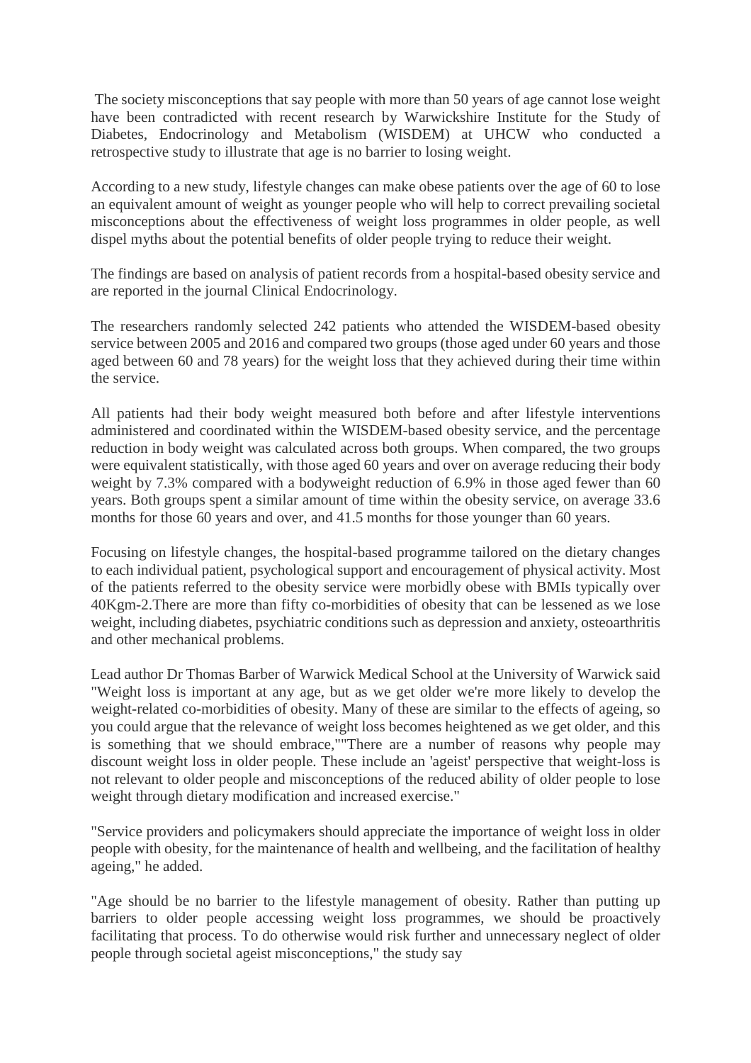The society misconceptions that say people with more than 50 years of age cannot lose weight have been contradicted with recent research by Warwickshire Institute for the Study of Diabetes, Endocrinology and Metabolism (WISDEM) at UHCW who conducted a retrospective study to illustrate that age is no barrier to losing weight.

According to a new study, lifestyle changes can make obese patients over the age of 60 to lose an equivalent amount of weight as younger people who will help to correct prevailing societal misconceptions about the effectiveness of weight loss programmes in older people, as well dispel myths about the potential benefits of older people trying to reduce their weight.

The findings are based on analysis of patient records from a hospital-based obesity service and are reported in the journal Clinical Endocrinology.

The researchers randomly selected 242 patients who attended the WISDEM-based obesity service between 2005 and 2016 and compared two groups (those aged under 60 years and those aged between 60 and 78 years) for the weight loss that they achieved during their time within the service.

All patients had their body weight measured both before and after lifestyle interventions administered and coordinated within the WISDEM-based obesity service, and the percentage reduction in body weight was calculated across both groups. When compared, the two groups were equivalent statistically, with those aged 60 years and over on average reducing their body weight by 7.3% compared with a bodyweight reduction of 6.9% in those aged fewer than 60 years. Both groups spent a similar amount of time within the obesity service, on average 33.6 months for those 60 years and over, and 41.5 months for those younger than 60 years.

Focusing on lifestyle changes, the hospital-based programme tailored on the dietary changes to each individual patient, psychological support and encouragement of physical activity. Most of the patients referred to the obesity service were morbidly obese with BMIs typically over 40$Kgm^{-2}$.There are more than fifty co-morbidities of obesity that can be lessened as we lose weight, including diabetes, psychiatric conditions such as depression and anxiety, osteoarthritis and other mechanical problems.

Lead author Dr Thomas Barber of Warwick Medical School at the University of Warwick said "Weight loss is important at any age, but as we get older we're more likely to develop the weight-related co-morbidities of obesity. Many of these are similar to the effects of ageing, so you could argue that the relevance of weight loss becomes heightened as we get older, and this is something that we should embrace,""There are a number of reasons why people may discount weight loss in older people. These include an 'ageist' perspective that weight-loss is not relevant to older people and misconceptions of the reduced ability of older people to lose weight through dietary modification and increased exercise."

"Service providers and policymakers should appreciate the importance of weight loss in older people with obesity, for the maintenance of health and wellbeing, and the facilitation of healthy ageing," he added.

"Age should be no barrier to the lifestyle management of obesity. Rather than putting up barriers to older people accessing weight loss programmes, we should be proactively facilitating that process. To do otherwise would risk further and unnecessary neglect of older people through societal ageist misconceptions," the study say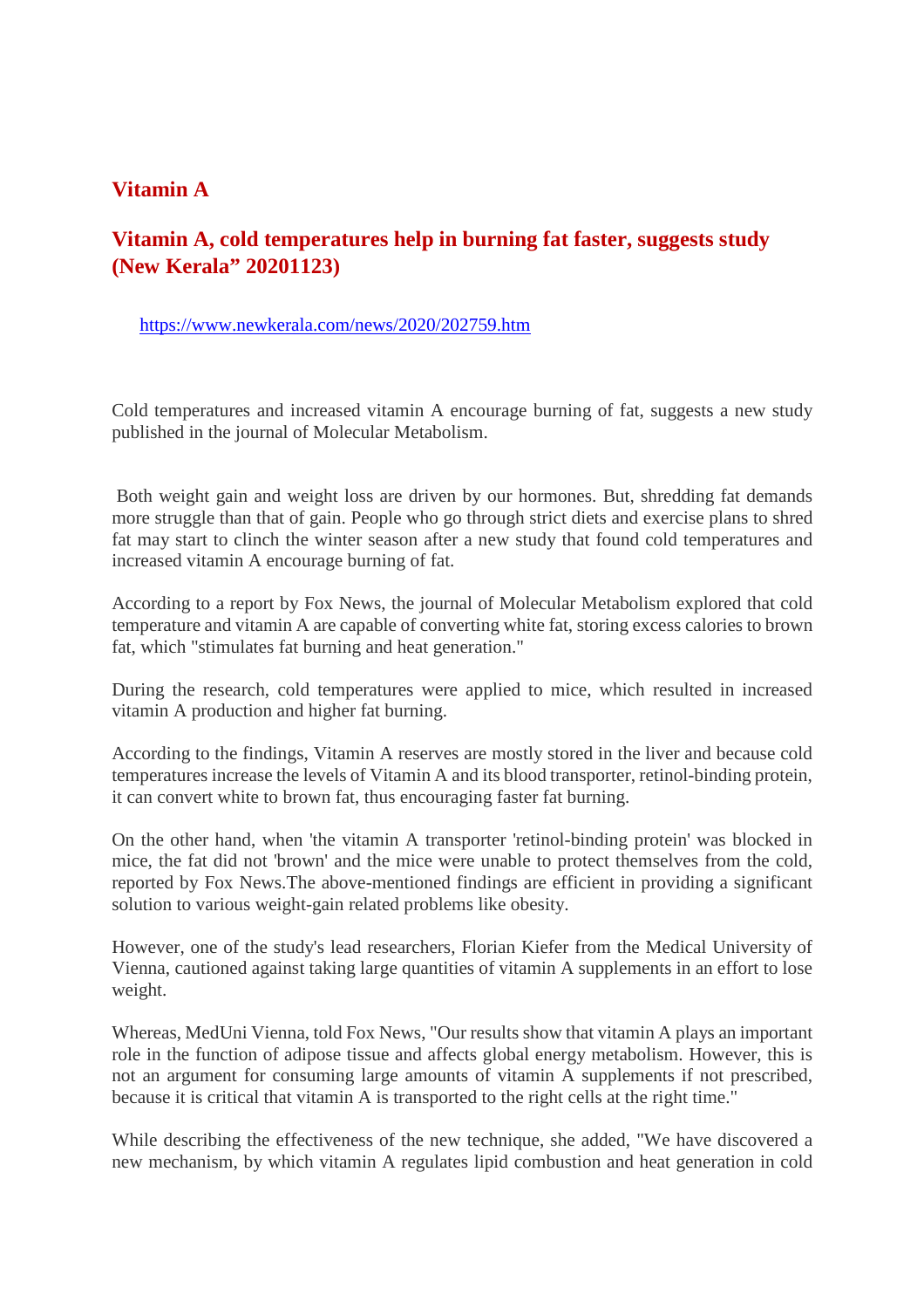## Vitamin A

## Vitamin A, cold temperatures help in burning fat faster, suggests study (New Kerala" 20201123)

https://www.newkerala.com/news/2020/202759.htm

Cold temperatures and increased vitamin A encourage burning of fat, suggests a new study published in the journal of Molecular Metabolism.

Both weight gain and weight loss are driven by our hormones. But, shredding fat demands more struggle than that of gain. People who go through strict diets and exercise plans to shred fat may start to clinch the winter season after a new study that found cold temperatures and increased vitamin A encourage burning of fat.

According to a report by Fox News, the journal of Molecular Metabolism explored that cold temperature and vitamin A are capable of converting white fat, storing excess calories to brown fat, which "stimulates fat burning and heat generation."

During the research, cold temperatures were applied to mice, which resulted in increased vitamin A production and higher fat burning.

According to the findings, Vitamin A reserves are mostly stored in the liver and because cold temperatures increase the levels of Vitamin A and its blood transporter, retinol-binding protein, it can convert white to brown fat, thus encouraging faster fat burning.

On the other hand, when 'the vitamin A transporter 'retinol-binding protein' was blocked in mice, the fat did not 'brown' and the mice were unable to protect themselves from the cold, reported by Fox News.The above-mentioned findings are efficient in providing a significant solution to various weight-gain related problems like obesity.

However, one of the study's lead researchers, Florian Kiefer from the Medical University of Vienna, cautioned against taking large quantities of vitamin A supplements in an effort to lose weight.

Whereas, MedUni Vienna, told Fox News, "Our results show that vitamin A plays an important role in the function of adipose tissue and affects global energy metabolism. However, this is not an argument for consuming large amounts of vitamin A supplements if not prescribed, because it is critical that vitamin A is transported to the right cells at the right time."

While describing the effectiveness of the new technique, she added, "We have discovered a new mechanism, by which vitamin A regulates lipid combustion and heat generation in cold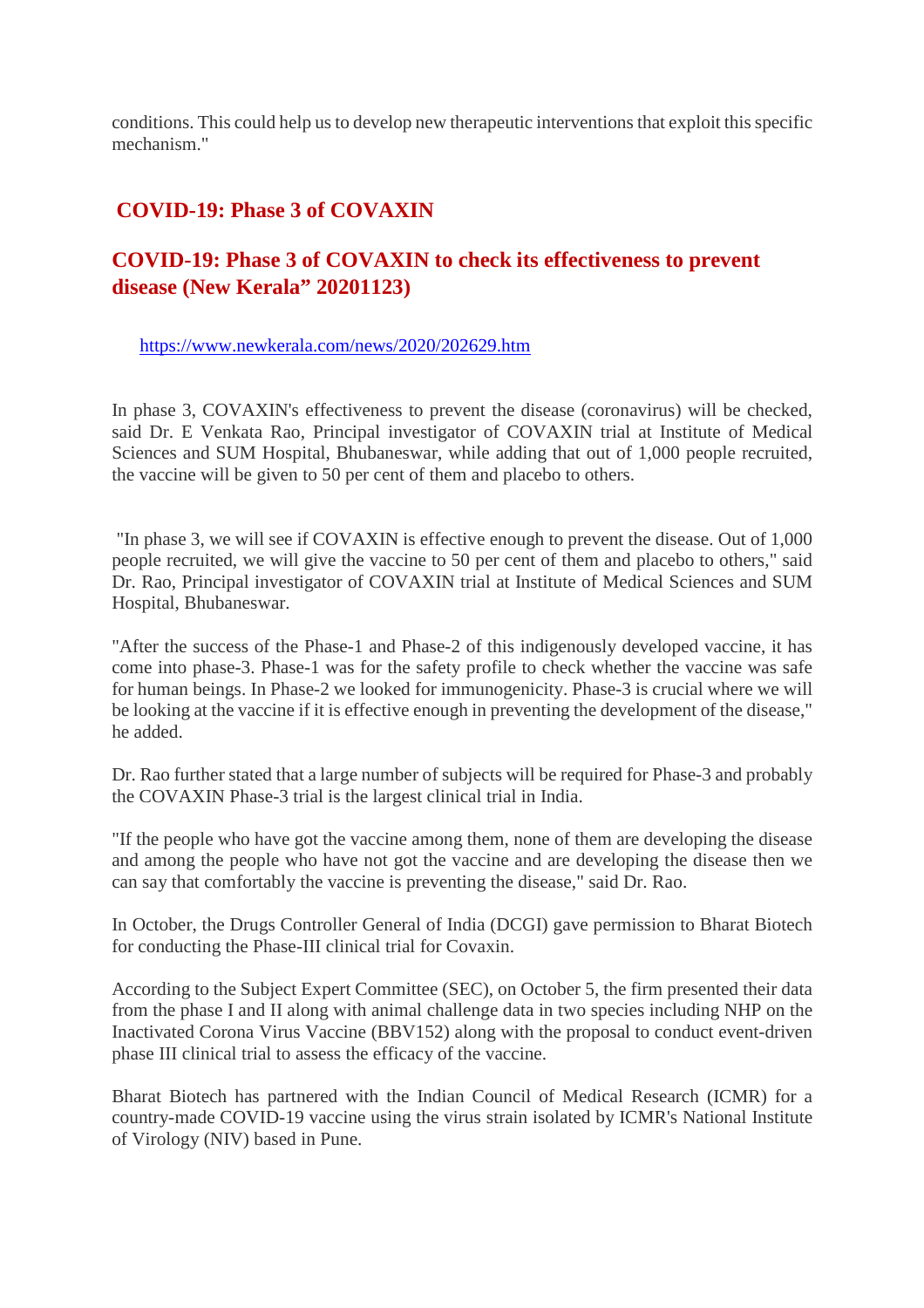conditions. This could help us to develop new therapeutic interventions that exploit this specific mechanism."

## COVID-19: Phase 3 of COVAXIN

## COVID-19: Phase 3 of COVAXIN to check its effectiveness to prevent disease (New Kerala" 20201123)

https://www.newkerala.com/news/2020/202629.htm

In phase 3, COVAXIN's effectiveness to prevent the disease (coronavirus) will be checked, said Dr. E Venkata Rao, Principal investigator of COVAXIN trial at Institute of Medical Sciences and SUM Hospital, Bhubaneswar, while adding that out of 1,000 people recruited, the vaccine will be given to 50 per cent of them and placebo to others.

"In phase 3, we will see if COVAXIN is effective enough to prevent the disease. Out of 1,000 people recruited, we will give the vaccine to 50 per cent of them and placebo to others," said Dr. Rao, Principal investigator of COVAXIN trial at Institute of Medical Sciences and SUM Hospital, Bhubaneswar.

"After the success of the Phase-1 and Phase-2 of this indigenously developed vaccine, it has come into phase-3. Phase-1 was for the safety profile to check whether the vaccine was safe for human beings. In Phase-2 we looked for immunogenicity. Phase-3 is crucial where we will be looking at the vaccine if it is effective enough in preventing the development of the disease," he added.

Dr. Rao further stated that a large number of subjects will be required for Phase-3 and probably the COVAXIN Phase-3 trial is the largest clinical trial in India.

"If the people who have got the vaccine among them, none of them are developing the disease and among the people who have not got the vaccine and are developing the disease then we can say that comfortably the vaccine is preventing the disease," said Dr. Rao.

In October, the Drugs Controller General of India (DCGI) gave permission to Bharat Biotech for conducting the Phase-III clinical trial for Covaxin.

According to the Subject Expert Committee (SEC), on October 5, the firm presented their data from the phase I and II along with animal challenge data in two species including NHP on the Inactivated Corona Virus Vaccine (BBV152) along with the proposal to conduct event-driven phase III clinical trial to assess the efficacy of the vaccine.

Bharat Biotech has partnered with the Indian Council of Medical Research (ICMR) for a country-made COVID-19 vaccine using the virus strain isolated by ICMR's National Institute of Virology (NIV) based in Pune.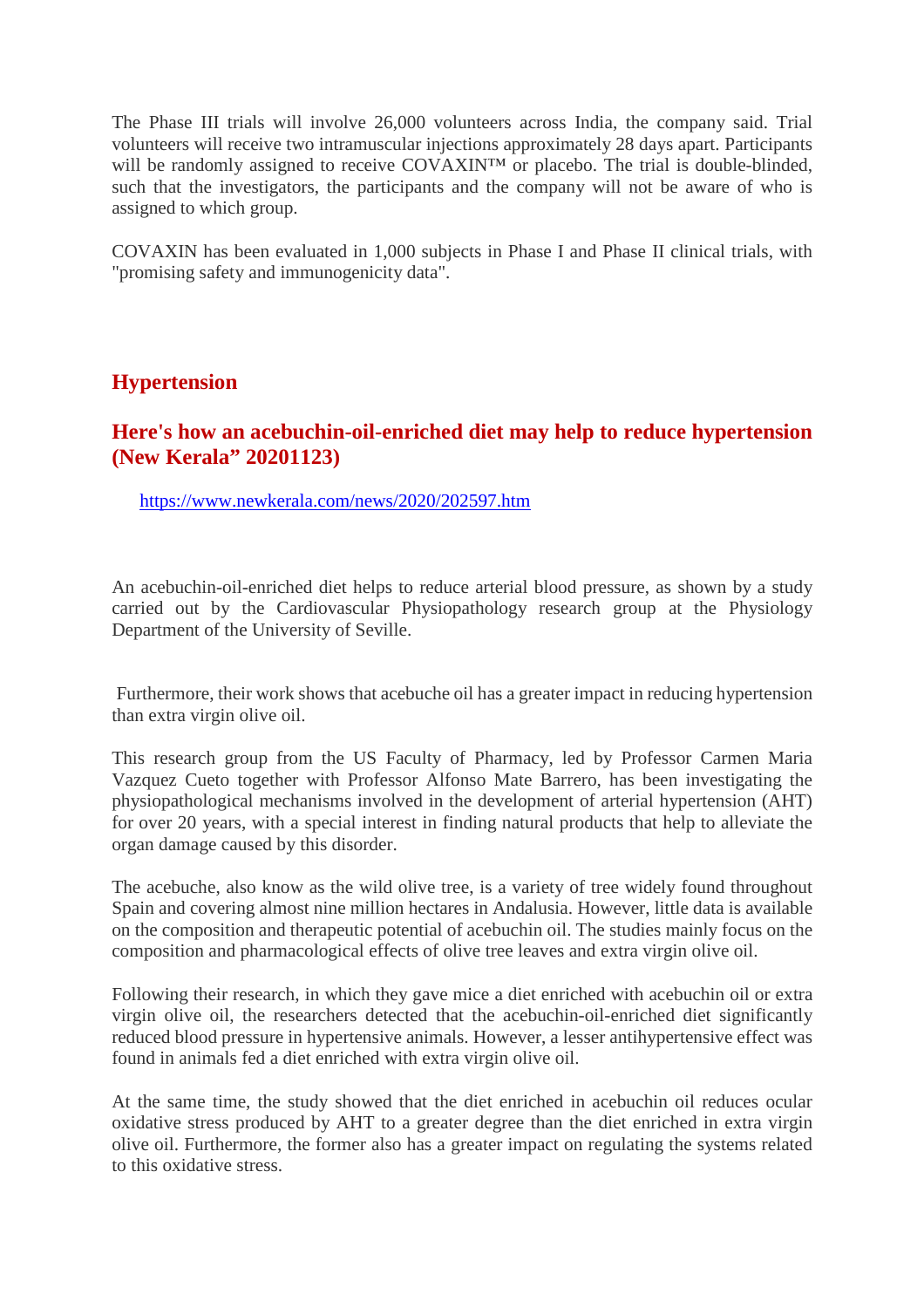The Phase III trials will involve 26,000 volunteers across India, the company said. Trial volunteers will receive two intramuscular injections approximately 28 days apart. Participants will be randomly assigned to receive COVAXIN™ or placebo. The trial is double-blinded, such that the investigators, the participants and the company will not be aware of who is assigned to which group.

COVAXIN has been evaluated in 1,000 subjects in Phase I and Phase II clinical trials, with "promising safety and immunogenicity data".

## Hypertension

### Here's how an acebuchin-oil-enriched diet may help to reduce hypertension (New Kerala" 20201123)

https://www.newkerala.com/news/2020/202597.htm

An acebuchin-oil-enriched diet helps to reduce arterial blood pressure, as shown by a study carried out by the Cardiovascular Physiopathology research group at the Physiology Department of the University of Seville.

Furthermore, their work shows that acebuche oil has a greater impact in reducing hypertension than extra virgin olive oil.

This research group from the US Faculty of Pharmacy, led by Professor Carmen Maria Vazquez Cueto together with Professor Alfonso Mate Barrero, has been investigating the physiopathological mechanisms involved in the development of arterial hypertension (AHT) for over 20 years, with a special interest in finding natural products that help to alleviate the organ damage caused by this disorder.

The acebuche, also know as the wild olive tree, is a variety of tree widely found throughout Spain and covering almost nine million hectares in Andalusia. However, little data is available on the composition and therapeutic potential of acebuchin oil. The studies mainly focus on the composition and pharmacological effects of olive tree leaves and extra virgin olive oil.

Following their research, in which they gave mice a diet enriched with acebuchin oil or extra virgin olive oil, the researchers detected that the acebuchin-oil-enriched diet significantly reduced blood pressure in hypertensive animals. However, a lesser antihypertensive effect was found in animals fed a diet enriched with extra virgin olive oil.

At the same time, the study showed that the diet enriched in acebuchin oil reduces ocular oxidative stress produced by AHT to a greater degree than the diet enriched in extra virgin olive oil. Furthermore, the former also has a greater impact on regulating the systems related to this oxidative stress.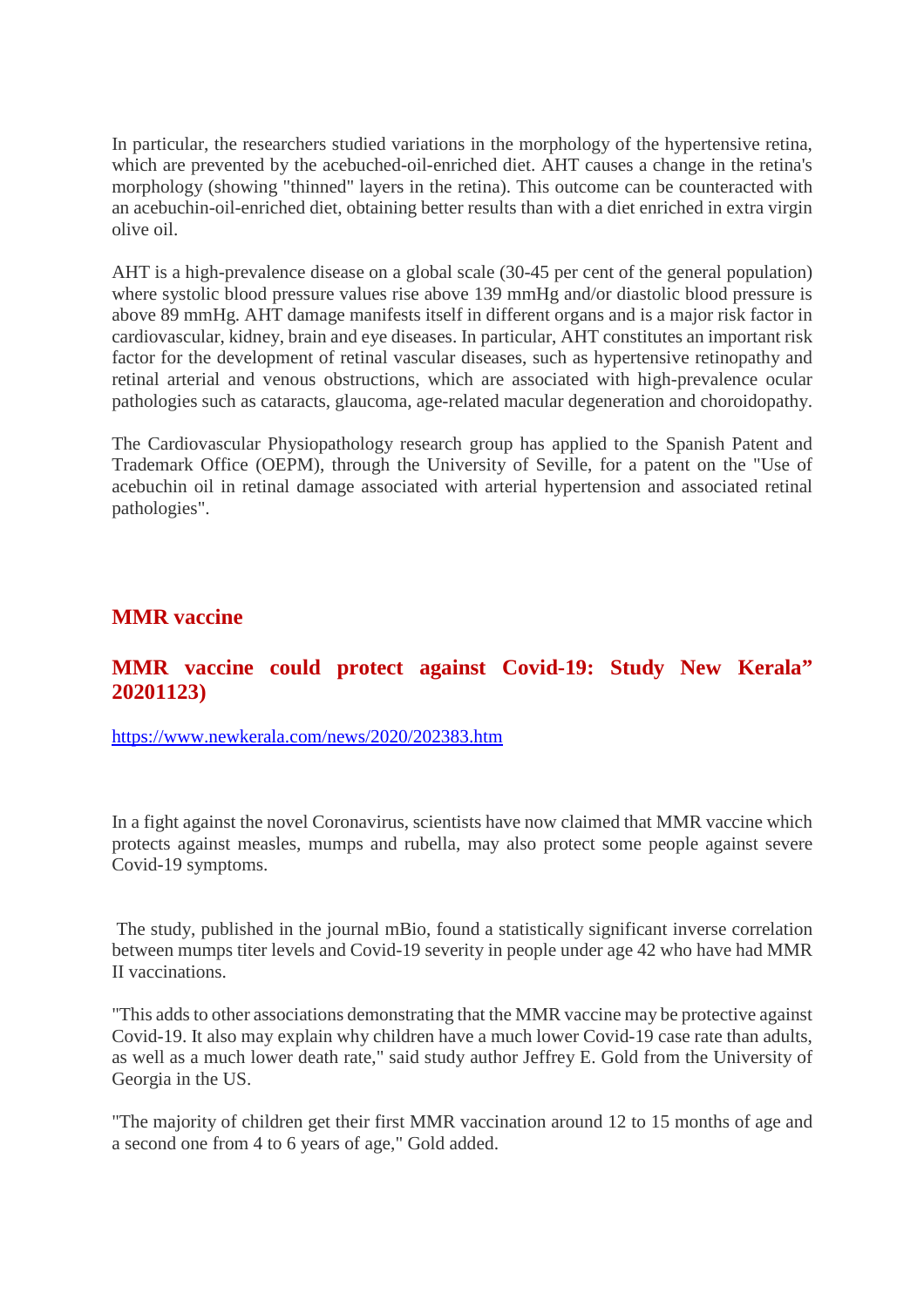In particular, the researchers studied variations in the morphology of the hypertensive retina, which are prevented by the acebuched-oil-enriched diet. AHT causes a change in the retina's morphology (showing "thinned" layers in the retina). This outcome can be counteracted with an acebuchin-oil-enriched diet, obtaining better results than with a diet enriched in extra virgin olive oil.

AHT is a high-prevalence disease on a global scale (30-45 per cent of the general population) where systolic blood pressure values rise above 139 mmHg and/or diastolic blood pressure is above 89 mmHg. AHT damage manifests itself in different organs and is a major risk factor in cardiovascular, kidney, brain and eye diseases. In particular, AHT constitutes an important risk factor for the development of retinal vascular diseases, such as hypertensive retinopathy and retinal arterial and venous obstructions, which are associated with high-prevalence ocular pathologies such as cataracts, glaucoma, age-related macular degeneration and choroidopathy.

The Cardiovascular Physiopathology research group has applied to the Spanish Patent and Trademark Office (OEPM), through the University of Seville, for a patent on the "Use of acebuchin oil in retinal damage associated with arterial hypertension and associated retinal pathologies".

## MMR vaccine

## MMR vaccine could protect against Covid-19: Study New Kerala" 20201123)

https://www.newkerala.com/news/2020/202383.htm

In a fight against the novel Coronavirus, scientists have now claimed that MMR vaccine which protects against measles, mumps and rubella, may also protect some people against severe Covid-19 symptoms.

The study, published in the journal mBio, found a statistically significant inverse correlation between mumps titer levels and Covid-19 severity in people under age 42 who have had MMR II vaccinations.

"This adds to other associations demonstrating that the MMR vaccine may be protective against Covid-19. It also may explain why children have a much lower Covid-19 case rate than adults, as well as a much lower death rate," said study author Jeffrey E. Gold from the University of Georgia in the US.

"The majority of children get their first MMR vaccination around 12 to 15 months of age and a second one from 4 to 6 years of age," Gold added.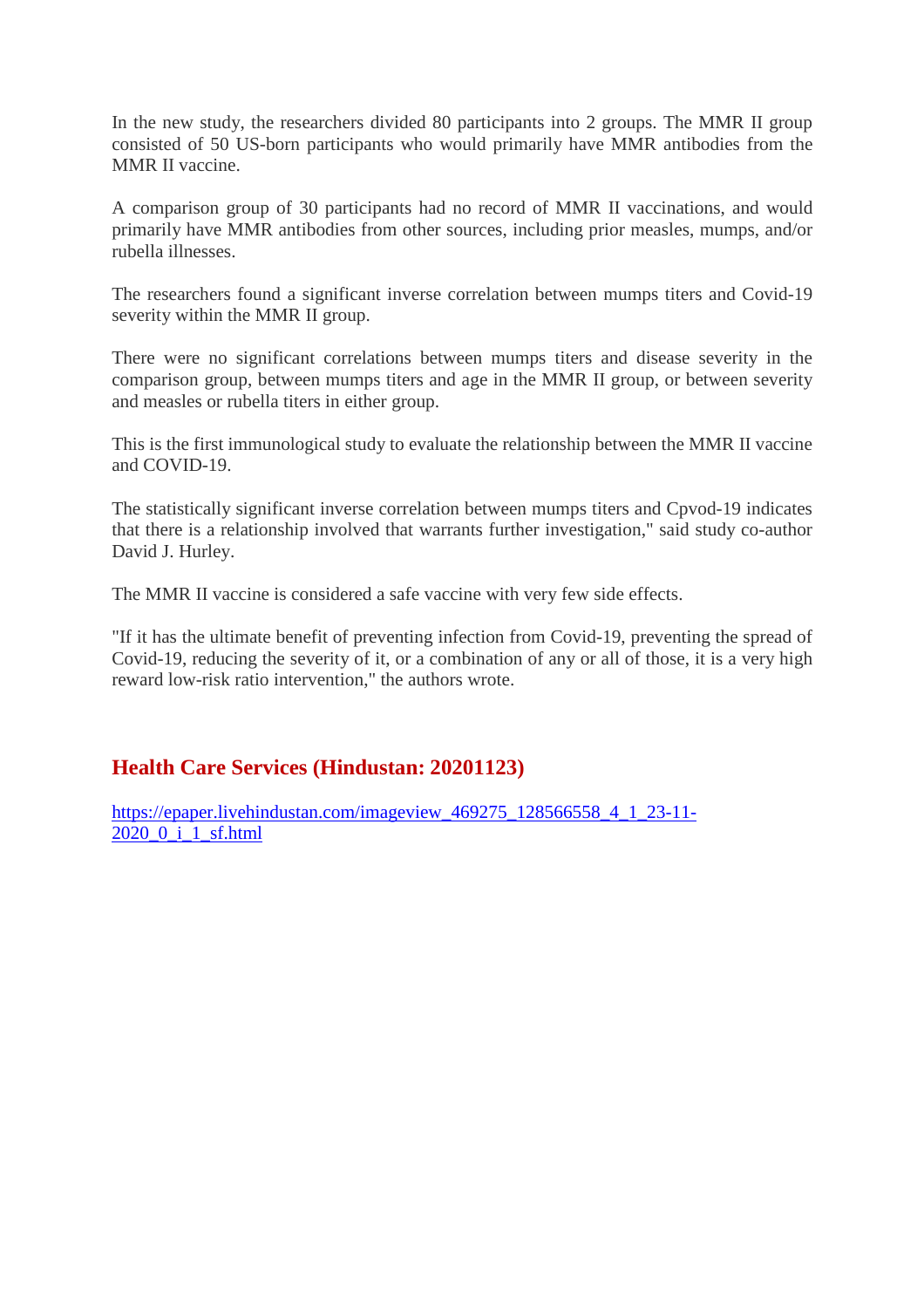In the new study, the researchers divided 80 participants into 2 groups. The MMR II group consisted of 50 US-born participants who would primarily have MMR antibodies from the MMR II vaccine.

A comparison group of 30 participants had no record of MMR II vaccinations, and would primarily have MMR antibodies from other sources, including prior measles, mumps, and/or rubella illnesses.

The researchers found a significant inverse correlation between mumps titers and Covid-19 severity within the MMR II group.

There were no significant correlations between mumps titers and disease severity in the comparison group, between mumps titers and age in the MMR II group, or between severity and measles or rubella titers in either group.

This is the first immunological study to evaluate the relationship between the MMR II vaccine and COVID-19.

The statistically significant inverse correlation between mumps titers and Cpvod-19 indicates that there is a relationship involved that warrants further investigation," said study co-author David J. Hurley.

The MMR II vaccine is considered a safe vaccine with very few side effects.

"If it has the ultimate benefit of preventing infection from Covid-19, preventing the spread of Covid-19, reducing the severity of it, or a combination of any or all of those, it is a very high reward low-risk ratio intervention," the authors wrote.

## Health Care Services (Hindustan: 20201123)

https://epaper.livehindustan.com/imageview_469275_128566558_4_1_23-11-2020_0_i_1_sf.html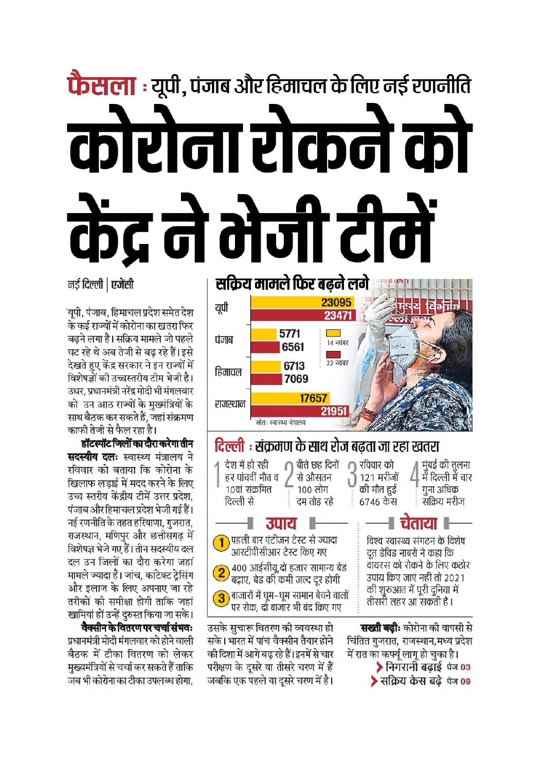**फैसला** : यूपी, पंजाब और हिमाचल के लिए नई रणनीति

# कोरोना रोकने को केंद्र ने भेजी टीमें

नई दिल्ली | एजेंसी

यूपी, पंजाब, हिमाचल प्रदेश समेत देश के कई राज्यों में कोरोना का खतरा फिर बढ़ने लगा है। सक्रिय मामले जो पहले घट रहे थे अब तेजी से बढ़ रहे हैं। इसे देखते हुए केंद्र सरकार ने इन राज्यों में विशेषज्ञों की उच्चस्तरीय टीम भेजी है। उधर, प्रधानमंत्री नरेंद्र मोदी भी मंगलवार को उन आठ राज्यों के मुख्यमंत्रियों के साथ बैठक कर सकते हैं, जहां संक्रमण काफी तेजी से फैल रहा है।

**हॉटस्पॉट जिलों का दौरा करेगा तीन सदस्यीय दलः** स्वास्थ्य मंत्रालय ने रविवार को बताया कि कोरोना के खिलाफ लड़ाई में मदद करने के लिए उच्च स्तरीय केंद्रीय टीमें उत्तर प्रदेश, पंजाब और हिमाचल प्रदेश भेजी गई हैं। नई रणनीति के तहत हरियाणा, गुजरात, राजस्थान, मणिपुर और छत्तीसगढ़ में विशेषज्ञ भेजे गए हैं। तीन सदस्यीय दल दल उन जिलों का दौरा करेगा जहां मामले ज्यादा हैं। जांच, कांटेक्ट ट्रेसिंग और इलाज के लिए अपनाए जा रहे तरीकों की समीक्षा होगी ताकि जहां खामियां हों उन्हें दुरुस्त किया जा सके।

**वैक्सीन के वितरण पर चर्चा संभवः** प्रधानमंत्री मोदी मंगलवार को होने वाली बैठक में टीका वितरण को लेकर मुख्यमंत्रियों से चर्चा कर सकते हैं ताकि जब भी कोरोना का टीका उपलब्ध होगा, उसके सुचारू वितरण की व्यवस्था हो सके। भारत में पांच वैक्सीन तैयार होने की दिशा में आगे बढ़ रहे हैं। इनमें से चार परीक्षण के दूसरे या तीसरे चरण में हैं जबकि एक पहले या दूसरे चरण में है।

## सक्रिय मामले फिर बढ़ने लगे

| राज्य | 14 नवंबर | 22 नवंबर |
|---|---|---|
| यूपी | 23095 | 23471 |
| पंजाब | 5771 | 6561 |
| हिमाचल | 6713 | 7069 |
| राजस्थान | 17657 | 21951 |

स्रोतः स्वास्थ्य मंत्रालय

## दिल्ली : संक्रमण के साथ रोज बढ़ता जा रहा खतरा

1. देश में हो रही हर पांचवीं मौत व 10वां संक्रमित दिल्ली से
2. बीते छह दिनों से औसतन 100 लोग दम तोड़ रहे
3. रविवार को 121 मरीजों की मौत हुई 6746 केस
4. मुंबई की तुलना में दिल्ली में चार गुना अधिक सक्रिय मरीज

### उपाय

1. पहली बार एंटीजन टेस्ट से ज्यादा आरटीपीसीआर टेस्ट किए गए
2. 400 आईसीयू, दो हजार सामान्य बेड बढ़ाए, बेड की कमी जल्द दूर होगी
3. बाजारों में घूम-घूम सामान बेचने वालों पर रोक, दो बाजार भी बंद किए गए

### चेताया

विश्व स्वास्थ्य संगठन के विशेष दूत डेविड नाबरो ने कहा कि वायरस को रोकने के लिए कठोर उपाय किए जाएं नहीं तो 2021 की शुरुआत में पूरी दुनिया में तीसरी लहर आ सकती है।

**सख्ती बढ़ीः** कोरोना की वापसी से चिंतित गुजरात, राजस्थान, मध्य प्रदेश में रात का कर्फ्यू लागू हो चुका है।

> निगरानी बढ़ाई पेज 03

> सक्रिय केस बढ़े पेज 09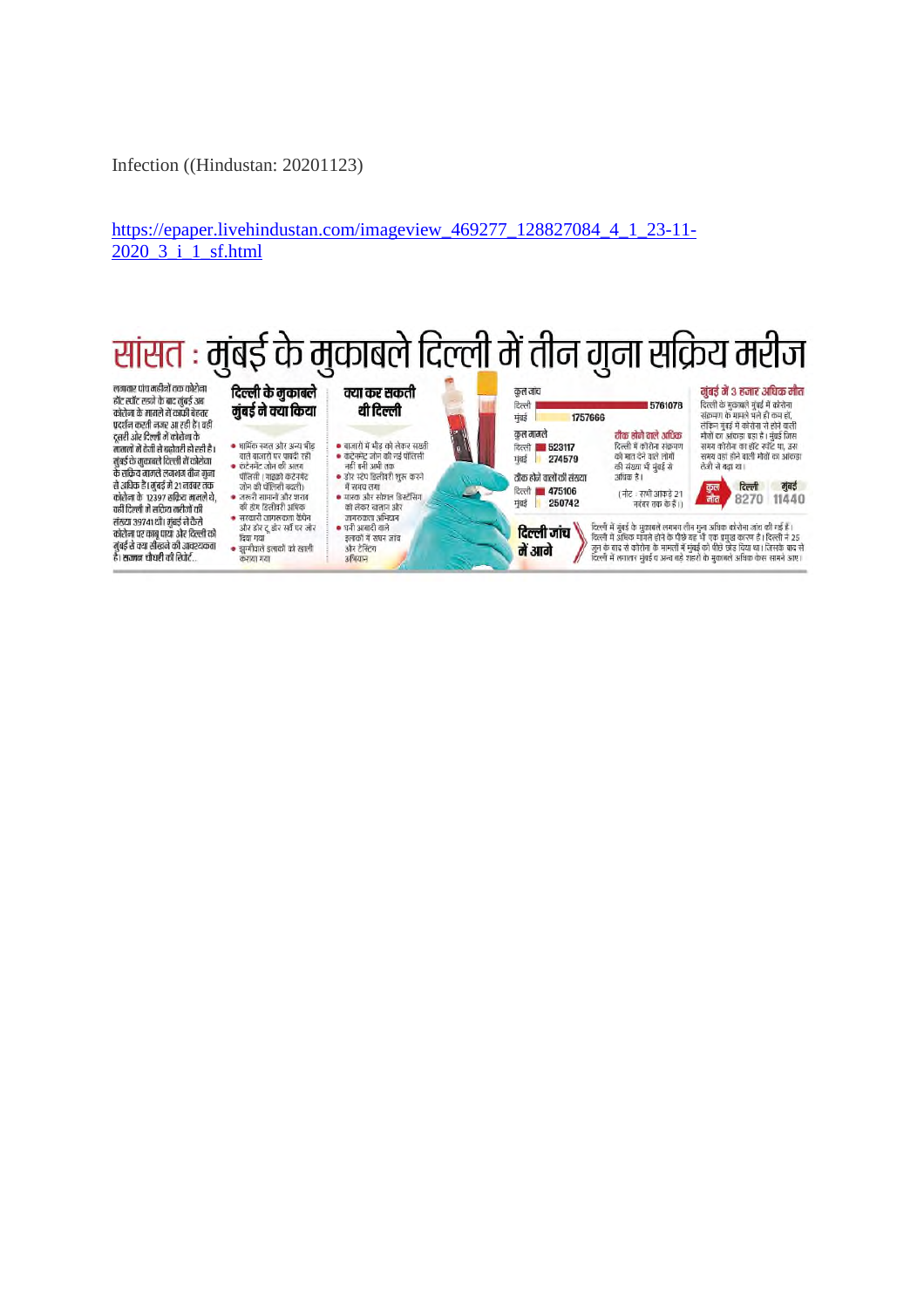Infection ((Hindustan: 20201123)

https://epaper.livehindustan.com/imageview_469277_128827084_4_1_23-11-2020_3_i_1_sf.html

# सांसत : मुंबई के मुकाबले दिल्ली में तीन गुना सक्रिय मरीज

लगातार पांच महीनों तक कोरोना हॉट स्पॉट रहने के बाद मुंबई अब कोरोना के मामले में काफी बेहतर प्रदर्शन करती नजर आ रही है। वहीं दूसरी ओर दिल्ली में कोरोना के मामलों में तेजी से बढ़ोतरी हो रही है। मुंबई के मुकाबले दिल्ली में कोरोना के सक्रिय मामले लगभग तीन गुना से अधिक है। मुंबई में 21 नवंबर तक कोरोना के 12397 सक्रिय मामले थे, वहीं दिल्ली में सक्रिय मरीजों की संख्या 39741 थी। मुंबई ने कैसे कोरोना पर काबू पाया और दिल्ली को मुंबई से क्या सीखने की आवश्यकता है। **सज्जन चौधरी की रिपोर्ट...**

## दिल्ली के मुकाबले मुंबई ने क्या किया

- धार्मिक स्थल और अन्य भीड़ वाले बाजारों पर पाबंदी रही
- कंटेनमेंट जोन की अलग पॉलिसी (माइक्रो कंटनमेंट जोन की पॉलिसी बदली)
- जरूरी सामानों और शराब की होम डिलीवरी अधिक
- सरकारी जागरूकता कैंपेन और डोर टू डोर सर्वे पर जोर दिया गया
- झुग्गीवाले इलाकों को खाली कराया गया

## क्या कर सकती थी दिल्ली

- बाजारों में भीड़ को लेकर सख्ती
- कंटेनमेंट जोन की नई पॉलिसी नहीं बनी अभी तक
- डोर स्टेप डिलीवरी शुरू करने में समय लगा
- मास्क और सोशल डिस्टेंसिंग को लेकर चालान और जागरूकता अभियान
- घनी आबादी वाले इलाकों में सघन जांच और टेस्टिंग अभियान

कुल जांच
दिल्ली 5761078
मुंबई 1757666

कुल मामले
दिल्ली 523117
मुंबई 274579

ठीक होने वालों की संख्या
दिल्ली 475106
मुंबई 250742

**ठीक होने वाले अधिक**
दिल्ली में कोरोना संक्रमण को मात देने वाले लोगों की संख्या भी मुंबई से अधिक है।

(नोट : सभी आंकड़े 21 नवंबर तक के हैं।)

## मुंबई में 3 हजार अधिक मौत

दिल्ली के मुकाबले मुंबई में कोरोना संक्रमण के मामले भले ही कम हों, लेकिन मुंबई में कोरोना से होने वाली मौतों का आंकड़ा बड़ा है। मुंबई जिस समय कोरोना का हॉट स्पॉट था, उस समय वहां होने वाली मौतों का आंकड़ा तेजी से बढ़ा था।

कुल मौत
दिल्ली 8270
मुंबई 11440

## दिल्ली जांच में आगे

दिल्ली में मुंबई के मुकाबले लगभग तीन गुना अधिक कोरोना जांच की गई हैं। दिल्ली में अधिक मामले होने के पीछे यह भी एक प्रमुख कारण है। दिल्ली ने 25 जून के बाद से कोरोना के मामलों में मुंबई को पीछे छोड़ दिया था। जिसके बाद से दिल्ली में लगातार मुंबई व अन्य बड़े शहरों के मुकाबले अधिक केस सामने आए।